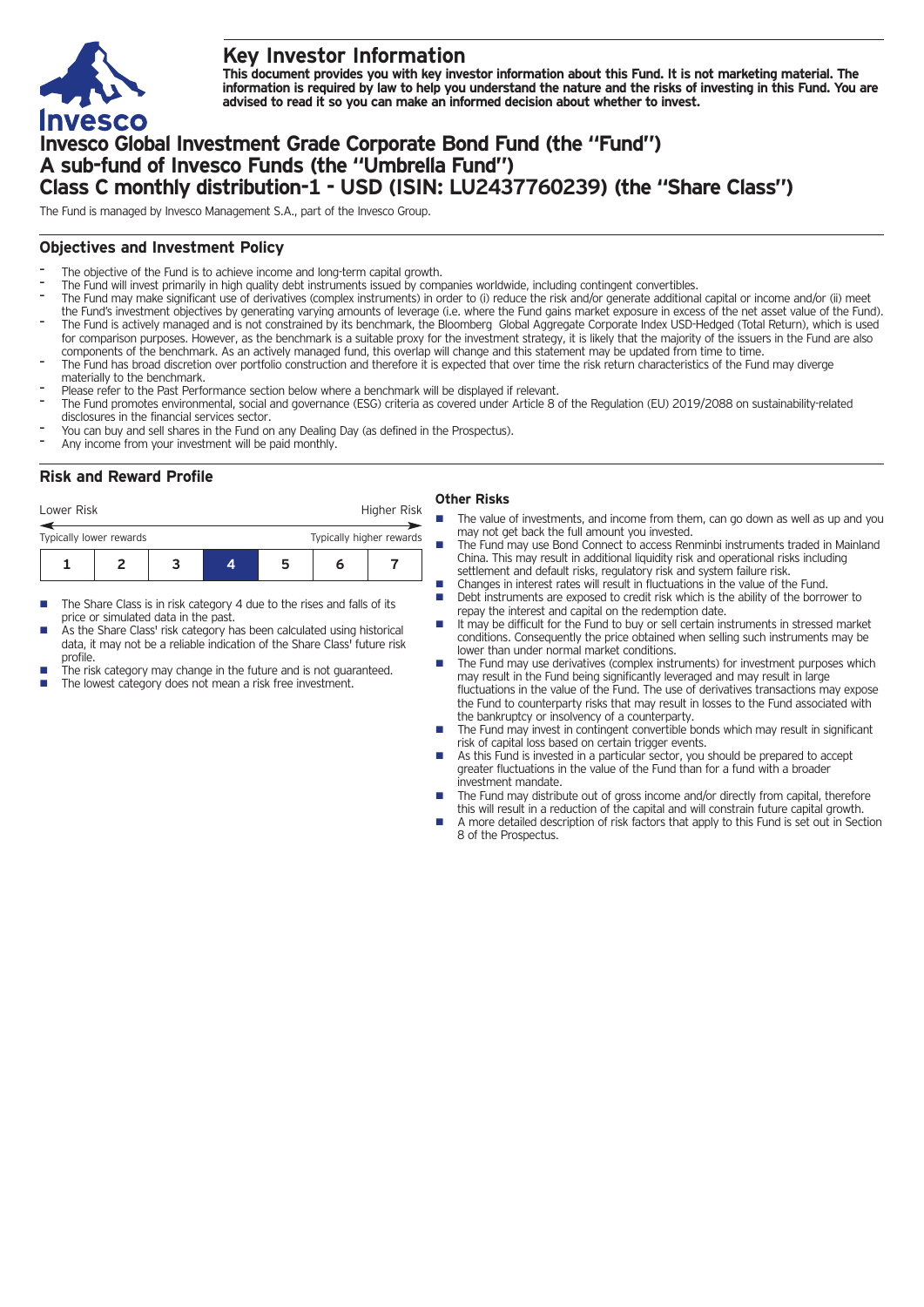# Key Investor Information

**This document provides you with key investor information about this Fund. It is not marketing material. The information is required by law to help you understand the nature and the risks of investing in this Fund. You are advised to read it so you can make an informed decision about whether to invest.**

# Invesco Global Investment Grade Corporate Bond Fund (the "Fund")
# A sub-fund of Invesco Funds (the "Umbrella Fund")
# Class C monthly distribution-1 - USD (ISIN: LU2437760239) (the "Share Class")

The Fund is managed by Invesco Management S.A., part of the Invesco Group.

## Objectives and Investment Policy

- The objective of the Fund is to achieve income and long-term capital growth.
- The Fund will invest primarily in high quality debt instruments issued by companies worldwide, including contingent convertibles.
- The Fund may make significant use of derivatives (complex instruments) in order to (i) reduce the risk and/or generate additional capital or income and/or (ii) meet the Fund's investment objectives by generating varying amounts of leverage (i.e. where the Fund gains market exposure in excess of the net asset value of the Fund).
- The Fund is actively managed and is not constrained by its benchmark, the Bloomberg Global Aggregate Corporate Index USD-Hedged (Total Return), which is used for comparison purposes. However, as the benchmark is a suitable proxy for the investment strategy, it is likely that the majority of the issuers in the Fund are also components of the benchmark. As an actively managed fund, this overlap will change and this statement may be updated from time to time.
- The Fund has broad discretion over portfolio construction and therefore it is expected that over time the risk return characteristics of the Fund may diverge materially to the benchmark.
- Please refer to the Past Performance section below where a benchmark will be displayed if relevant.
- The Fund promotes environmental, social and governance (ESG) criteria as covered under Article 8 of the Regulation (EU) 2019/2088 on sustainability-related disclosures in the financial services sector.
- You can buy and sell shares in the Fund on any Dealing Day (as defined in the Prospectus).
- Any income from your investment will be paid monthly.

## Risk and Reward Profile

Lower Risk — Higher Risk

Typically lower rewards — Typically higher rewards

| 1 | 2 | 3 | **4** | 5 | 6 | 7 |
|---|---|---|---|---|---|---|

- The Share Class is in risk category 4 due to the rises and falls of its price or simulated data in the past.
- As the Share Class' risk category has been calculated using historical data, it may not be a reliable indication of the Share Class' future risk profile.
- The risk category may change in the future and is not guaranteed.
- The lowest category does not mean a risk free investment.

### Other Risks

- The value of investments, and income from them, can go down as well as up and you may not get back the full amount you invested.
- The Fund may use Bond Connect to access Renminbi instruments traded in Mainland China. This may result in additional liquidity risk and operational risks including settlement and default risks, regulatory risk and system failure risk.
- Changes in interest rates will result in fluctuations in the value of the Fund.
- Debt instruments are exposed to credit risk which is the ability of the borrower to repay the interest and capital on the redemption date.
- It may be difficult for the Fund to buy or sell certain instruments in stressed market conditions. Consequently the price obtained when selling such instruments may be lower than under normal market conditions.
- The Fund may use derivatives (complex instruments) for investment purposes which may result in the Fund being significantly leveraged and may result in large fluctuations in the value of the Fund. The use of derivatives transactions may expose the Fund to counterparty risks that may result in losses to the Fund associated with the bankruptcy or insolvency of a counterparty.
- The Fund may invest in contingent convertible bonds which may result in significant risk of capital loss based on certain trigger events.
- As this Fund is invested in a particular sector, you should be prepared to accept greater fluctuations in the value of the Fund than for a fund with a broader investment mandate.
- The Fund may distribute out of gross income and/or directly from capital, therefore this will result in a reduction of the capital and will constrain future capital growth.
- A more detailed description of risk factors that apply to this Fund is set out in Section 8 of the Prospectus.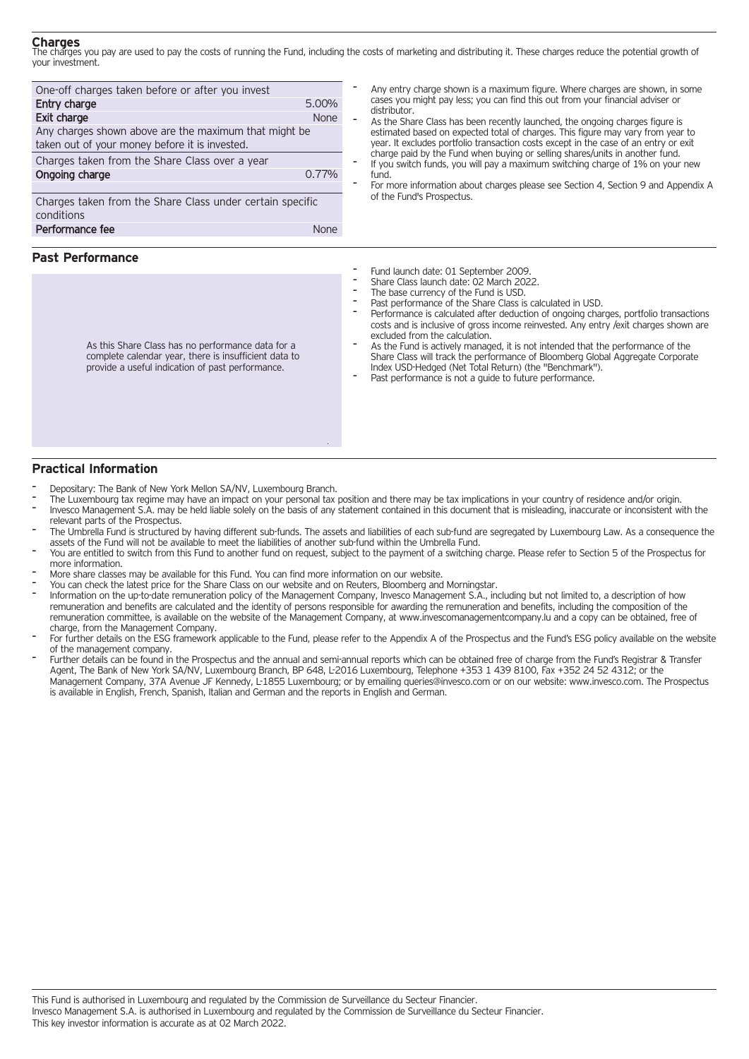## Charges

The charges you pay are used to pay the costs of running the Fund, including the costs of marketing and distributing it. These charges reduce the potential growth of your investment.

| One-off charges taken before or after you invest | |
|---|---|
| **Entry charge** | 5.00% |
| **Exit charge** | None |
| Any charges shown above are the maximum that might be taken out of your money before it is invested. | |
| Charges taken from the Share Class over a year | |
| **Ongoing charge** | 0.77% |
| Charges taken from the Share Class under certain specific conditions | |
| **Performance fee** | None |

- Any entry charge shown is a maximum figure. Where charges are shown, in some cases you might pay less; you can find this out from your financial adviser or distributor.
- As the Share Class has been recently launched, the ongoing charges figure is estimated based on expected total of charges. This figure may vary from year to year. It excludes portfolio transaction costs except in the case of an entry or exit charge paid by the Fund when buying or selling shares/units in another fund.
- If you switch funds, you will pay a maximum switching charge of 1% on your new fund.
- For more information about charges please see Section 4, Section 9 and Appendix A of the Fund's Prospectus.

## Past Performance

As this Share Class has no performance data for a complete calendar year, there is insufficient data to provide a useful indication of past performance.

- Fund launch date: 01 September 2009.
- Share Class launch date: 02 March 2022.
- The base currency of the Fund is USD.
- Past performance of the Share Class is calculated in USD.
- Performance is calculated after deduction of ongoing charges, portfolio transactions costs and is inclusive of gross income reinvested. Any entry /exit charges shown are excluded from the calculation.
- As the Fund is actively managed, it is not intended that the performance of the Share Class will track the performance of Bloomberg Global Aggregate Corporate Index USD-Hedged (Net Total Return) (the "Benchmark").
- Past performance is not a guide to future performance.

## Practical Information

- Depositary: The Bank of New York Mellon SA/NV, Luxembourg Branch.
- The Luxembourg tax regime may have an impact on your personal tax position and there may be tax implications in your country of residence and/or origin.
- Invesco Management S.A. may be held liable solely on the basis of any statement contained in this document that is misleading, inaccurate or inconsistent with the relevant parts of the Prospectus.
- The Umbrella Fund is structured by having different sub-funds. The assets and liabilities of each sub-fund are segregated by Luxembourg Law. As a consequence the assets of the Fund will not be available to meet the liabilities of another sub-fund within the Umbrella Fund.
- You are entitled to switch from this Fund to another fund on request, subject to the payment of a switching charge. Please refer to Section 5 of the Prospectus for more information.
- More share classes may be available for this Fund. You can find more information on our website.
- You can check the latest price for the Share Class on our website and on Reuters, Bloomberg and Morningstar.
- Information on the up-to-date remuneration policy of the Management Company, Invesco Management S.A., including but not limited to, a description of how remuneration and benefits are calculated and the identity of persons responsible for awarding the remuneration and benefits, including the composition of the remuneration committee, is available on the website of the Management Company, at www.invescomanagementcompany.lu and a copy can be obtained, free of charge, from the Management Company.
- For further details on the ESG framework applicable to the Fund, please refer to the Appendix A of the Prospectus and the Fund's ESG policy available on the website of the management company.
- Further details can be found in the Prospectus and the annual and semi-annual reports which can be obtained free of charge from the Fund's Registrar & Transfer Agent, The Bank of New York SA/NV, Luxembourg Branch, BP 648, L-2016 Luxembourg, Telephone +353 1 439 8100, Fax +352 24 52 4312; or the Management Company, 37A Avenue JF Kennedy, L-1855 Luxembourg; or by emailing queries@invesco.com or on our website: www.invesco.com. The Prospectus is available in English, French, Spanish, Italian and German and the reports in English and German.

This Fund is authorised in Luxembourg and regulated by the Commission de Surveillance du Secteur Financier.
Invesco Management S.A. is authorised in Luxembourg and regulated by the Commission de Surveillance du Secteur Financier.
This key investor information is accurate as at 02 March 2022.